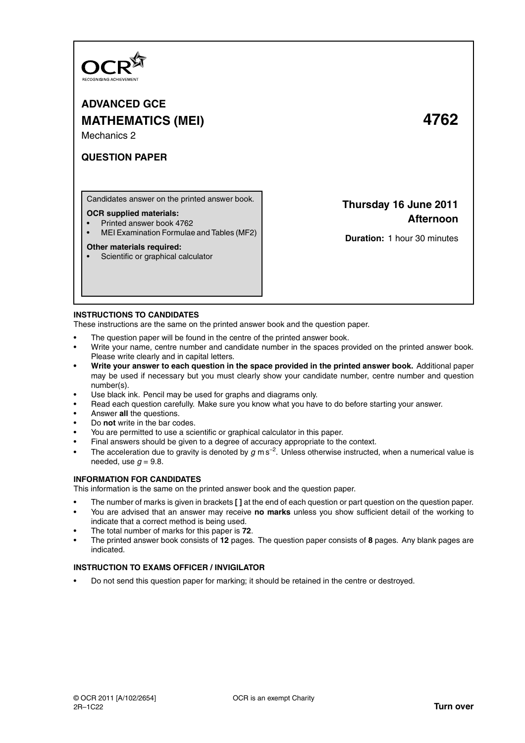OCR
RECOGNISING ACHIEVEMENT

# ADVANCED GCE

# MATHEMATICS (MEI) 4762

Mechanics 2

## QUESTION PAPER

Candidates answer on the printed answer book.

**OCR supplied materials:**

- Printed answer book 4762
- MEI Examination Formulae and Tables (MF2)

**Other materials required:**

- Scientific or graphical calculator

**Thursday 16 June 2011**
**Afternoon**

**Duration:** 1 hour 30 minutes

**INSTRUCTIONS TO CANDIDATES**

These instructions are the same on the printed answer book and the question paper.

- The question paper will be found in the centre of the printed answer book.
- Write your name, centre number and candidate number in the spaces provided on the printed answer book. Please write clearly and in capital letters.
- **Write your answer to each question in the space provided in the printed answer book.** Additional paper may be used if necessary but you must clearly show your candidate number, centre number and question number(s).
- Use black ink. Pencil may be used for graphs and diagrams only.
- Read each question carefully. Make sure you know what you have to do before starting your answer.
- Answer **all** the questions.
- Do **not** write in the bar codes.
- You are permitted to use a scientific or graphical calculator in this paper.
- Final answers should be given to a degree of accuracy appropriate to the context.
- The acceleration due to gravity is denoted by $g$ m s$^{-2}$. Unless otherwise instructed, when a numerical value is needed, use $g = 9.8$.

**INFORMATION FOR CANDIDATES**

This information is the same on the printed answer book and the question paper.

- The number of marks is given in brackets **[ ]** at the end of each question or part question on the question paper.
- You are advised that an answer may receive **no marks** unless you show sufficient detail of the working to indicate that a correct method is being used.
- The total number of marks for this paper is **72**.
- The printed answer book consists of **12** pages. The question paper consists of **8** pages. Any blank pages are indicated.

**INSTRUCTION TO EXAMS OFFICER / INVIGILATOR**

- Do not send this question paper for marking; it should be retained in the centre or destroyed.

© OCR 2011 [A/102/2654]
2R–1C22

OCR is an exempt Charity

**Turn over**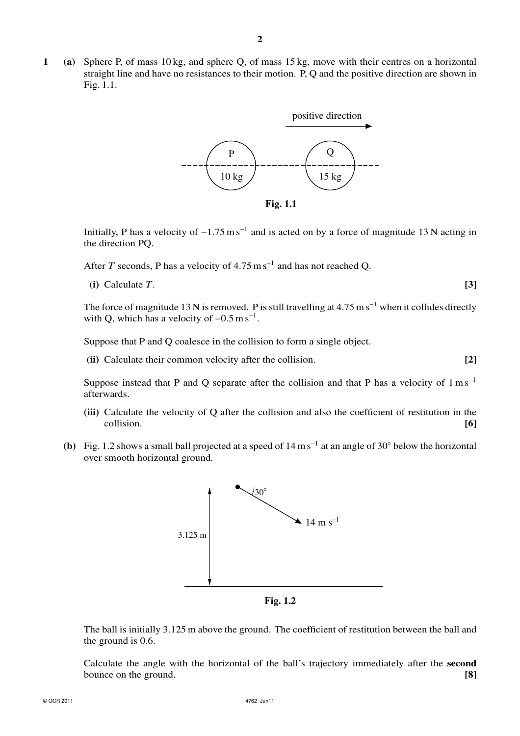**1 (a)** Sphere P, of mass 10 kg, and sphere Q, of mass 15 kg, move with their centres on a horizontal straight line and have no resistances to their motion. P, Q and the positive direction are shown in Fig. 1.1.

**Fig. 1.1**

Initially, P has a velocity of $-1.75\text{ m s}^{-1}$ and is acted on by a force of magnitude 13 N acting in the direction PQ.

After $T$ seconds, P has a velocity of $4.75\text{ m s}^{-1}$ and has not reached Q.

**(i)** Calculate $T$. **[3]**

The force of magnitude 13 N is removed. P is still travelling at $4.75\text{ m s}^{-1}$ when it collides directly with Q, which has a velocity of $-0.5\text{ m s}^{-1}$.

Suppose that P and Q coalesce in the collision to form a single object.

**(ii)** Calculate their common velocity after the collision. **[2]**

Suppose instead that P and Q separate after the collision and that P has a velocity of $1\text{ m s}^{-1}$ afterwards.

**(iii)** Calculate the velocity of Q after the collision and also the coefficient of restitution in the collision. **[6]**

**(b)** Fig. 1.2 shows a small ball projected at a speed of $14\text{ m s}^{-1}$ at an angle of $30°$ below the horizontal over smooth horizontal ground.

**Fig. 1.2**

The ball is initially 3.125 m above the ground. The coefficient of restitution between the ball and the ground is 0.6.

Calculate the angle with the horizontal of the ball's trajectory immediately after the **second** bounce on the ground. **[8]**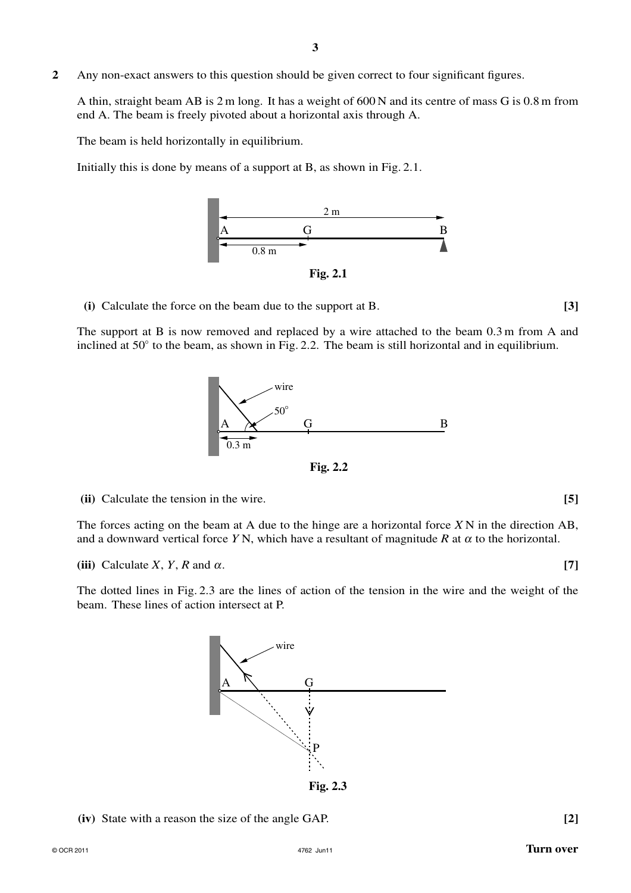**2** Any non-exact answers to this question should be given correct to four significant figures.

A thin, straight beam AB is 2 m long. It has a weight of 600 N and its centre of mass G is 0.8 m from end A. The beam is freely pivoted about a horizontal axis through A.

The beam is held horizontally in equilibrium.

Initially this is done by means of a support at B, as shown in Fig. 2.1.

**Fig. 2.1**

**(i)** Calculate the force on the beam due to the support at B. **[3]**

The support at B is now removed and replaced by a wire attached to the beam 0.3 m from A and inclined at 50° to the beam, as shown in Fig. 2.2. The beam is still horizontal and in equilibrium.

**Fig. 2.2**

**(ii)** Calculate the tension in the wire. **[5]**

The forces acting on the beam at A due to the hinge are a horizontal force $X$ N in the direction AB, and a downward vertical force $Y$ N, which have a resultant of magnitude $R$ at $\alpha$ to the horizontal.

**(iii)** Calculate $X$, $Y$, $R$ and $\alpha$. **[7]**

The dotted lines in Fig. 2.3 are the lines of action of the tension in the wire and the weight of the beam. These lines of action intersect at P.

**Fig. 2.3**

**(iv)** State with a reason the size of the angle GAP. **[2]**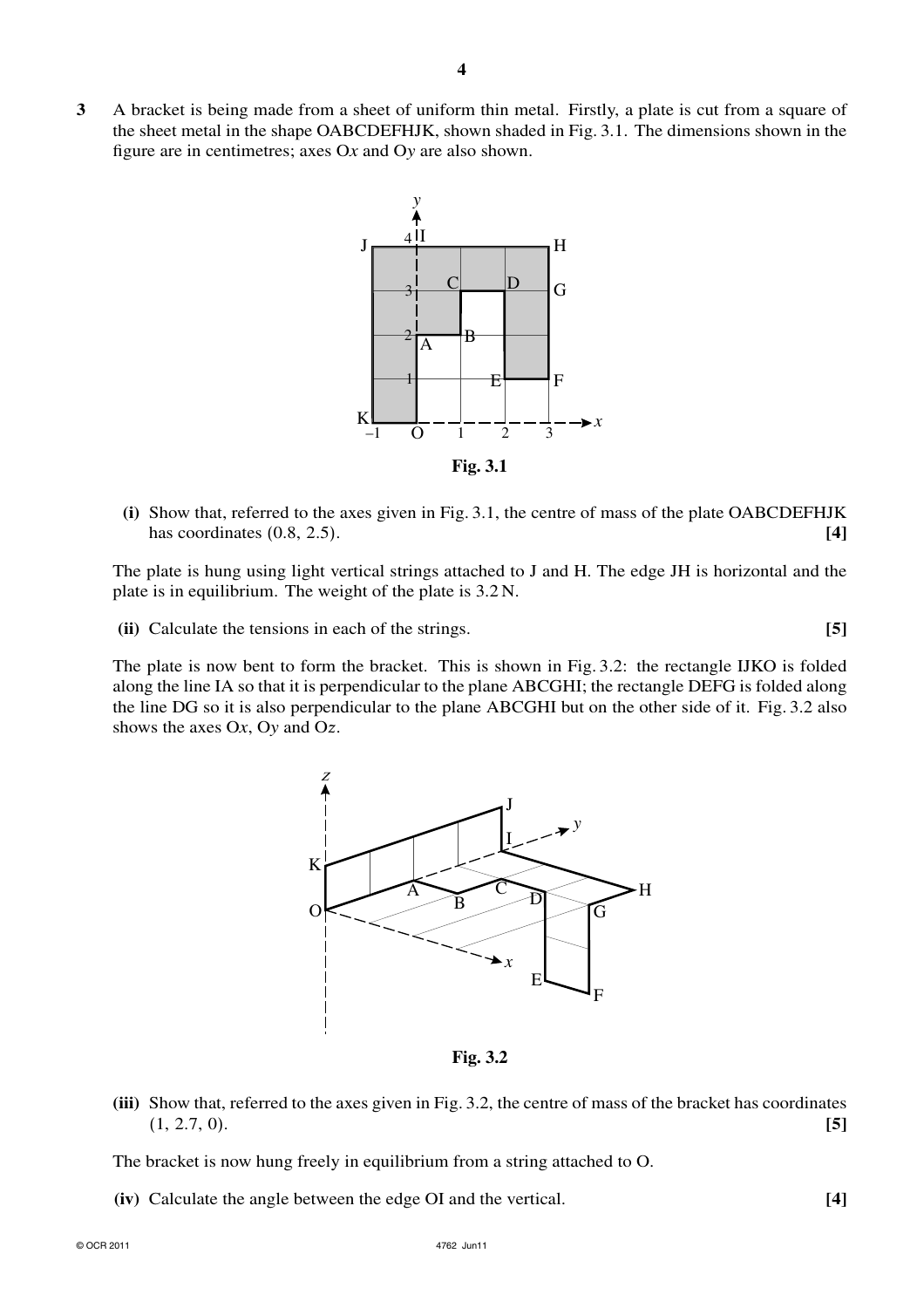**3** A bracket is being made from a sheet of uniform thin metal. Firstly, a plate is cut from a square of the sheet metal in the shape OABCDEFHJK, shown shaded in Fig. 3.1. The dimensions shown in the figure are in centimetres; axes O$x$ and O$y$ are also shown.

**Fig. 3.1**

**(i)** Show that, referred to the axes given in Fig. 3.1, the centre of mass of the plate OABCDEFHJK has coordinates (0.8, 2.5). **[4]**

The plate is hung using light vertical strings attached to J and H. The edge JH is horizontal and the plate is in equilibrium. The weight of the plate is 3.2 N.

**(ii)** Calculate the tensions in each of the strings. **[5]**

The plate is now bent to form the bracket. This is shown in Fig. 3.2: the rectangle IJKO is folded along the line IA so that it is perpendicular to the plane ABCGHI; the rectangle DEFG is folded along the line DG so it is also perpendicular to the plane ABCGHI but on the other side of it. Fig. 3.2 also shows the axes O$x$, O$y$ and O$z$.

**Fig. 3.2**

**(iii)** Show that, referred to the axes given in Fig. 3.2, the centre of mass of the bracket has coordinates (1, 2.7, 0). **[5]**

The bracket is now hung freely in equilibrium from a string attached to O.

**(iv)** Calculate the angle between the edge OI and the vertical. **[4]**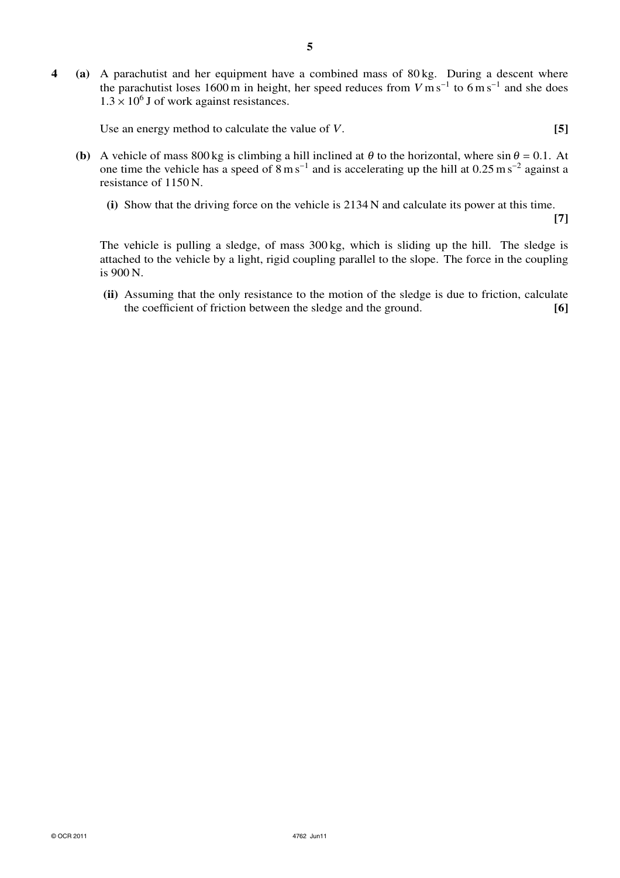**4** **(a)** A parachutist and her equipment have a combined mass of 80 kg. During a descent where the parachutist loses 1600 m in height, her speed reduces from $V\text{ m s}^{-1}$ to $6\text{ m s}^{-1}$ and she does $1.3 \times 10^6$ J of work against resistances.

Use an energy method to calculate the value of $V$. **[5]**

**(b)** A vehicle of mass 800 kg is climbing a hill inclined at $\theta$ to the horizontal, where $\sin\theta = 0.1$. At one time the vehicle has a speed of $8\text{ m s}^{-1}$ and is accelerating up the hill at $0.25\text{ m s}^{-2}$ against a resistance of 1150 N.

**(i)** Show that the driving force on the vehicle is 2134 N and calculate its power at this time. **[7]**

The vehicle is pulling a sledge, of mass 300 kg, which is sliding up the hill. The sledge is attached to the vehicle by a light, rigid coupling parallel to the slope. The force in the coupling is 900 N.

**(ii)** Assuming that the only resistance to the motion of the sledge is due to friction, calculate the coefficient of friction between the sledge and the ground. **[6]**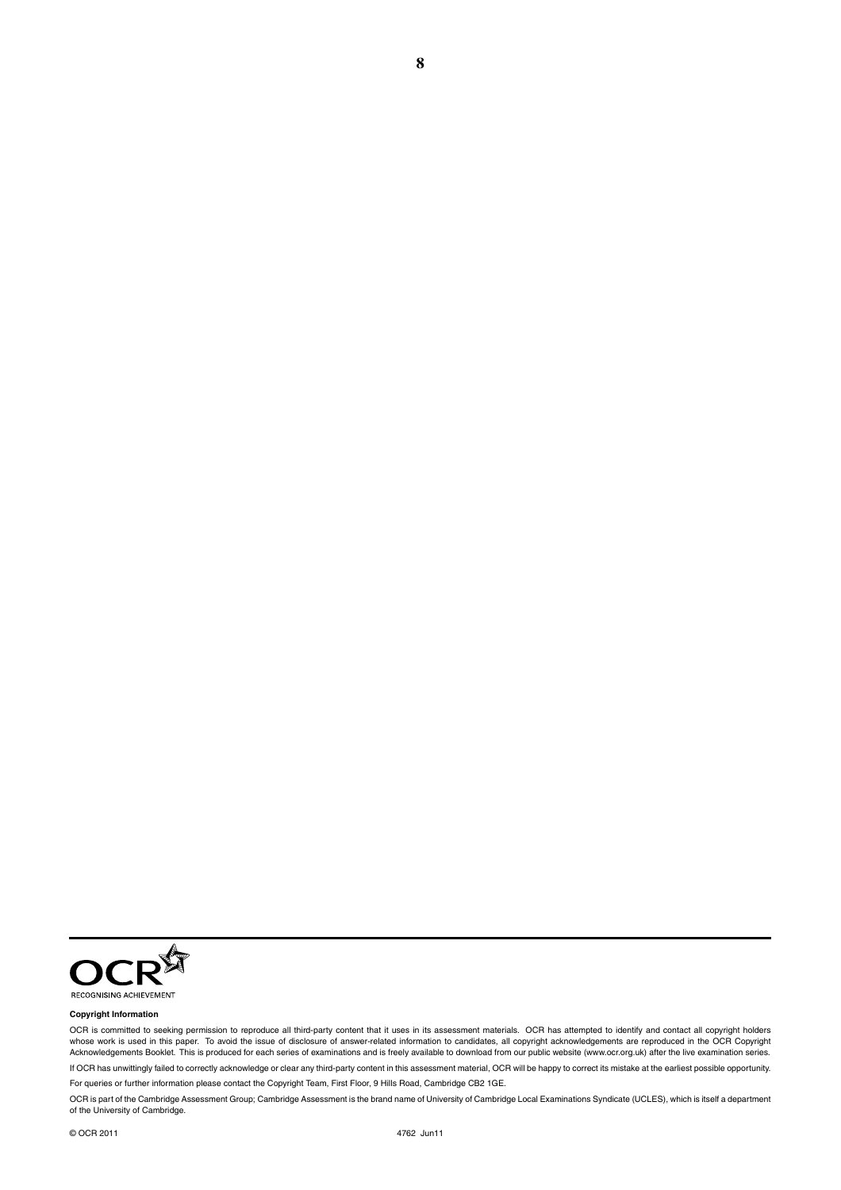**Copyright Information**

OCR is committed to seeking permission to reproduce all third-party content that it uses in its assessment materials. OCR has attempted to identify and contact all copyright holders whose work is used in this paper. To avoid the issue of disclosure of answer-related information to candidates, all copyright acknowledgements are reproduced in the OCR Copyright Acknowledgements Booklet. This is produced for each series of examinations and is freely available to download from our public website (www.ocr.org.uk) after the live examination series.

If OCR has unwittingly failed to correctly acknowledge or clear any third-party content in this assessment material, OCR will be happy to correct its mistake at the earliest possible opportunity.

For queries or further information please contact the Copyright Team, First Floor, 9 Hills Road, Cambridge CB2 1GE.

OCR is part of the Cambridge Assessment Group; Cambridge Assessment is the brand name of University of Cambridge Local Examinations Syndicate (UCLES), which is itself a department of the University of Cambridge.

© OCR 2011 4762 Jun11